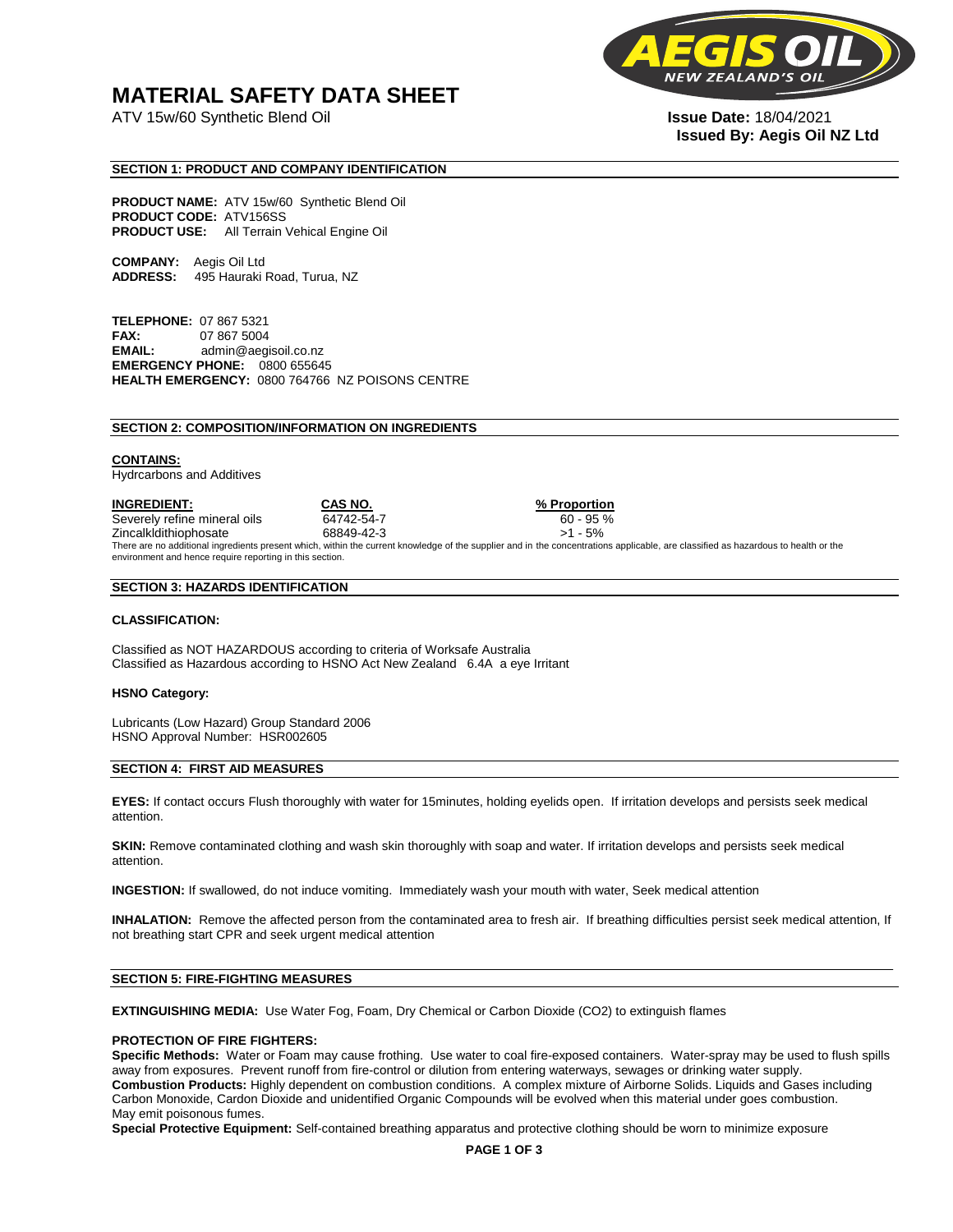# MATERIAL SAFETY DATA SHEET

ATV 15w/60 Synthetic Blend Oil

**Issue Date:** 18/04/2021
**Issued By: Aegis Oil NZ Ltd**

## SECTION 1: PRODUCT AND COMPANY IDENTIFICATION

**PRODUCT NAME:** ATV 15w/60 Synthetic Blend Oil
**PRODUCT CODE:** ATV156SS
**PRODUCT USE:** All Terrain Vehical Engine Oil

**COMPANY:** Aegis Oil Ltd
**ADDRESS:** 495 Hauraki Road, Turua, NZ

**TELEPHONE:** 07 867 5321
**FAX:** 07 867 5004
**EMAIL:** admin@aegisoil.co.nz
**EMERGENCY PHONE:** 0800 655645
**HEALTH EMERGENCY:** 0800 764766 NZ POISONS CENTRE

## SECTION 2: COMPOSITION/INFORMATION ON INGREDIENTS

**CONTAINS:**
Hydrcarbons and Additives

| INGREDIENT: | CAS NO. | % Proportion |
|---|---|---|
| Severely refine mineral oils | 64742-54-7 | 60 - 95 % |
| Zincalkldithiophosate | 68849-42-3 | >1 - 5% |

There are no additional ingredients present which, within the current knowledge of the supplier and in the concentrations applicable, are classified as hazardous to health or the environment and hence require reporting in this section.

## SECTION 3: HAZARDS IDENTIFICATION

**CLASSIFICATION:**

Classified as NOT HAZARDOUS according to criteria of Worksafe Australia
Classified as Hazardous according to HSNO Act New Zealand 6.4A a eye Irritant

**HSNO Category:**

Lubricants (Low Hazard) Group Standard 2006
HSNO Approval Number: HSR002605

## SECTION 4: FIRST AID MEASURES

**EYES:** If contact occurs Flush thoroughly with water for 15minutes, holding eyelids open. If irritation develops and persists seek medical attention.

**SKIN:** Remove contaminated clothing and wash skin thoroughly with soap and water. If irritation develops and persists seek medical attention.

**INGESTION:** If swallowed, do not induce vomiting. Immediately wash your mouth with water, Seek medical attention

**INHALATION:** Remove the affected person from the contaminated area to fresh air. If breathing difficulties persist seek medical attention, If not breathing start CPR and seek urgent medical attention

## SECTION 5: FIRE-FIGHTING MEASURES

**EXTINGUISHING MEDIA:** Use Water Fog, Foam, Dry Chemical or Carbon Dioxide (CO2) to extinguish flames

**PROTECTION OF FIRE FIGHTERS:**
**Specific Methods:** Water or Foam may cause frothing. Use water to coal fire-exposed containers. Water-spray may be used to flush spills away from exposures. Prevent runoff from fire-control or dilution from entering waterways, sewages or drinking water supply.
**Combustion Products:** Highly dependent on combustion conditions. A complex mixture of Airborne Solids. Liquids and Gases including Carbon Monoxide, Cardon Dioxide and unidentified Organic Compounds will be evolved when this material under goes combustion. May emit poisonous fumes.
**Special Protective Equipment:** Self-contained breathing apparatus and protective clothing should be worn to minimize exposure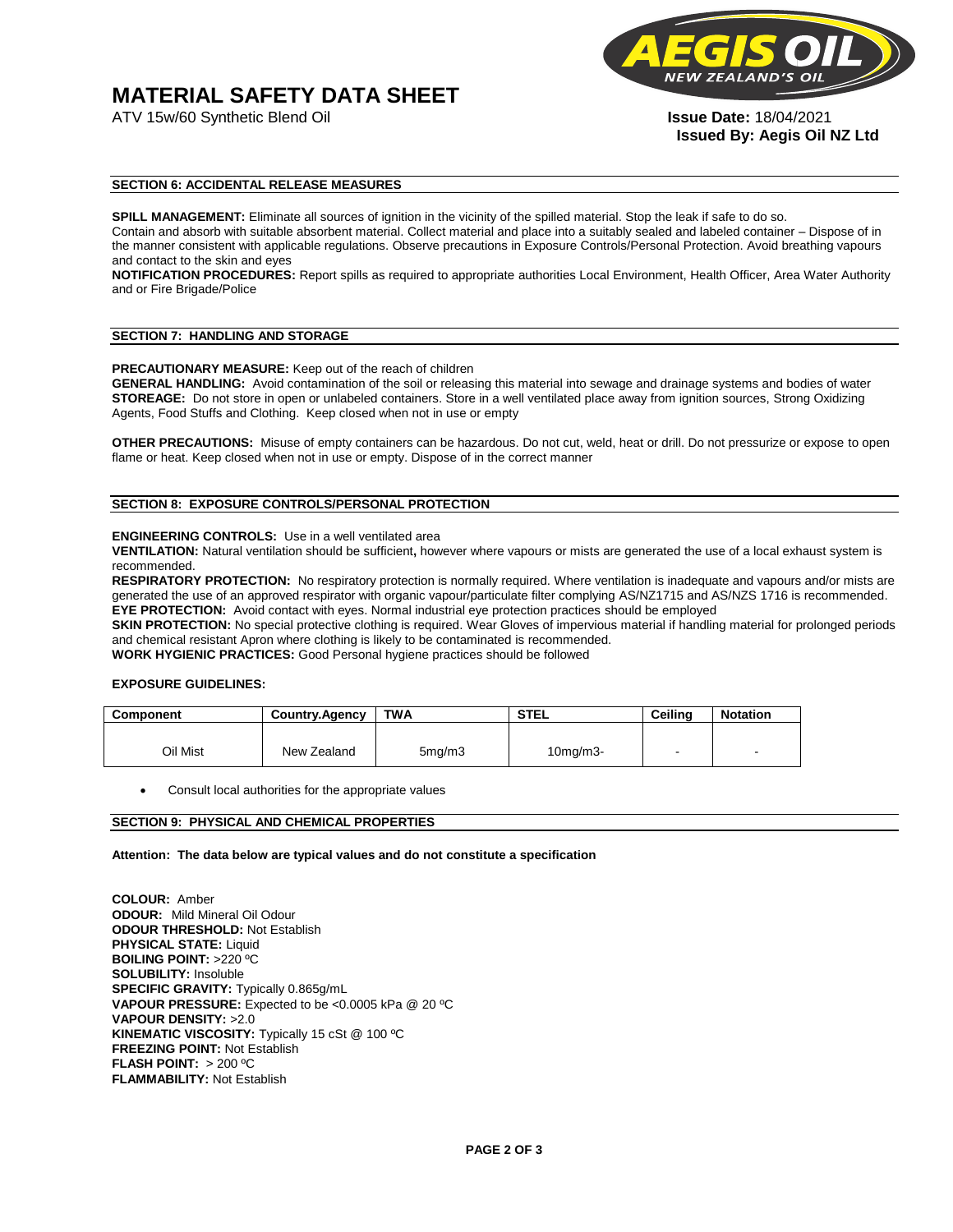# MATERIAL SAFETY DATA SHEET

ATV 15w/60 Synthetic Blend Oil

**Issue Date:** 18/04/2021
**Issued By: Aegis Oil NZ Ltd**

## SECTION 6: ACCIDENTAL RELEASE MEASURES

**SPILL MANAGEMENT:** Eliminate all sources of ignition in the vicinity of the spilled material. Stop the leak if safe to do so. Contain and absorb with suitable absorbent material. Collect material and place into a suitably sealed and labeled container – Dispose of in the manner consistent with applicable regulations. Observe precautions in Exposure Controls/Personal Protection. Avoid breathing vapours and contact to the skin and eyes

**NOTIFICATION PROCEDURES:** Report spills as required to appropriate authorities Local Environment, Health Officer, Area Water Authority and or Fire Brigade/Police

## SECTION 7: HANDLING AND STORAGE

**PRECAUTIONARY MEASURE:** Keep out of the reach of children

**GENERAL HANDLING:** Avoid contamination of the soil or releasing this material into sewage and drainage systems and bodies of water

**STOREAGE:** Do not store in open or unlabeled containers. Store in a well ventilated place away from ignition sources, Strong Oxidizing Agents, Food Stuffs and Clothing. Keep closed when not in use or empty

**OTHER PRECAUTIONS:** Misuse of empty containers can be hazardous. Do not cut, weld, heat or drill. Do not pressurize or expose to open flame or heat. Keep closed when not in use or empty. Dispose of in the correct manner

## SECTION 8: EXPOSURE CONTROLS/PERSONAL PROTECTION

**ENGINEERING CONTROLS:** Use in a well ventilated area

**VENTILATION:** Natural ventilation should be sufficient**,** however where vapours or mists are generated the use of a local exhaust system is recommended.

**RESPIRATORY PROTECTION:** No respiratory protection is normally required. Where ventilation is inadequate and vapours and/or mists are generated the use of an approved respirator with organic vapour/particulate filter complying AS/NZ1715 and AS/NZS 1716 is recommended.

**EYE PROTECTION:** Avoid contact with eyes. Normal industrial eye protection practices should be employed

**SKIN PROTECTION:** No special protective clothing is required. Wear Gloves of impervious material if handling material for prolonged periods and chemical resistant Apron where clothing is likely to be contaminated is recommended.

**WORK HYGIENIC PRACTICES:** Good Personal hygiene practices should be followed

**EXPOSURE GUIDELINES:**

| Component | Country.Agency | TWA | STEL | Ceiling | Notation |
|---|---|---|---|---|---|
| Oil Mist | New Zealand | 5mg/m3 | 10mg/m3- | - | - |

- Consult local authorities for the appropriate values

## SECTION 9: PHYSICAL AND CHEMICAL PROPERTIES

**Attention: The data below are typical values and do not constitute a specification**

**COLOUR:** Amber
**ODOUR:** Mild Mineral Oil Odour
**ODOUR THRESHOLD:** Not Establish
**PHYSICAL STATE:** Liquid
**BOILING POINT:** >220 ºC
**SOLUBILITY:** Insoluble
**SPECIFIC GRAVITY:** Typically 0.865g/mL
**VAPOUR PRESSURE:** Expected to be <0.0005 kPa @ 20 ºC
**VAPOUR DENSITY:** >2.0
**KINEMATIC VISCOSITY:** Typically 15 cSt @ 100 ºC
**FREEZING POINT:** Not Establish
**FLASH POINT:** > 200 ºC
**FLAMMABILITY:** Not Establish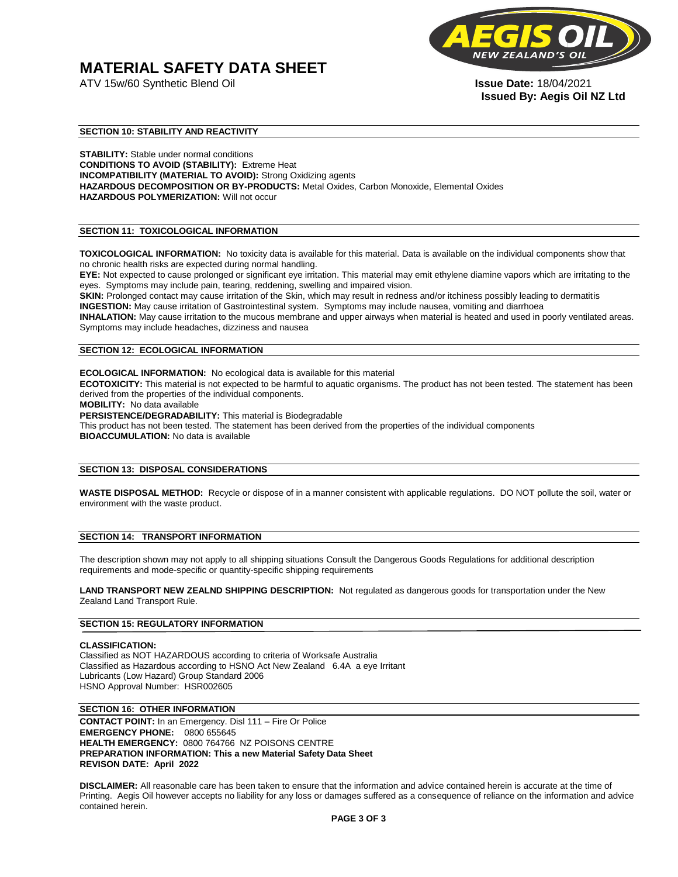# MATERIAL SAFETY DATA SHEET

ATV 15w/60 Synthetic Blend Oil

**Issue Date:** 18/04/2021
**Issued By: Aegis Oil NZ Ltd**

## SECTION 10: STABILITY AND REACTIVITY

**STABILITY:** Stable under normal conditions
**CONDITIONS TO AVOID (STABILITY):** Extreme Heat
**INCOMPATIBILITY (MATERIAL TO AVOID):** Strong Oxidizing agents
**HAZARDOUS DECOMPOSITION OR BY-PRODUCTS:** Metal Oxides, Carbon Monoxide, Elemental Oxides
**HAZARDOUS POLYMERIZATION:** Will not occur

## SECTION 11: TOXICOLOGICAL INFORMATION

**TOXICOLOGICAL INFORMATION:** No toxicity data is available for this material. Data is available on the individual components show that no chronic health risks are expected during normal handling.
**EYE:** Not expected to cause prolonged or significant eye irritation. This material may emit ethylene diamine vapors which are irritating to the eyes. Symptoms may include pain, tearing, reddening, swelling and impaired vision.
**SKIN:** Prolonged contact may cause irritation of the Skin, which may result in redness and/or itchiness possibly leading to dermatitis
**INGESTION:** May cause irritation of Gastrointestinal system. Symptoms may include nausea, vomiting and diarrhoea
**INHALATION:** May cause irritation to the mucous membrane and upper airways when material is heated and used in poorly ventilated areas. Symptoms may include headaches, dizziness and nausea

## SECTION 12: ECOLOGICAL INFORMATION

**ECOLOGICAL INFORMATION:** No ecological data is available for this material
**ECOTOXICITY:** This material is not expected to be harmful to aquatic organisms. The product has not been tested. The statement has been derived from the properties of the individual components.
**MOBILITY:** No data available
**PERSISTENCE/DEGRADABILITY:** This material is Biodegradable
This product has not been tested. The statement has been derived from the properties of the individual components
**BIOACCUMULATION:** No data is available

## SECTION 13: DISPOSAL CONSIDERATIONS

**WASTE DISPOSAL METHOD:** Recycle or dispose of in a manner consistent with applicable regulations. DO NOT pollute the soil, water or environment with the waste product.

## SECTION 14: TRANSPORT INFORMATION

The description shown may not apply to all shipping situations Consult the Dangerous Goods Regulations for additional description requirements and mode-specific or quantity-specific shipping requirements

**LAND TRANSPORT NEW ZEALND SHIPPING DESCRIPTION:** Not regulated as dangerous goods for transportation under the New Zealand Land Transport Rule.

## SECTION 15: REGULATORY INFORMATION

**CLASSIFICATION:**
Classified as NOT HAZARDOUS according to criteria of Worksafe Australia
Classified as Hazardous according to HSNO Act New Zealand 6.4A a eye Irritant
Lubricants (Low Hazard) Group Standard 2006
HSNO Approval Number: HSR002605

## SECTION 16: OTHER INFORMATION

**CONTACT POINT:** In an Emergency. Disl 111 – Fire Or Police
**EMERGENCY PHONE:** 0800 655645
**HEALTH EMERGENCY:** 0800 764766 NZ POISONS CENTRE
**PREPARATION INFORMATION: This a new Material Safety Data Sheet**
**REVISON DATE: April 2022**

**DISCLAIMER:** All reasonable care has been taken to ensure that the information and advice contained herein is accurate at the time of Printing. Aegis Oil however accepts no liability for any loss or damages suffered as a consequence of reliance on the information and advice contained herein.